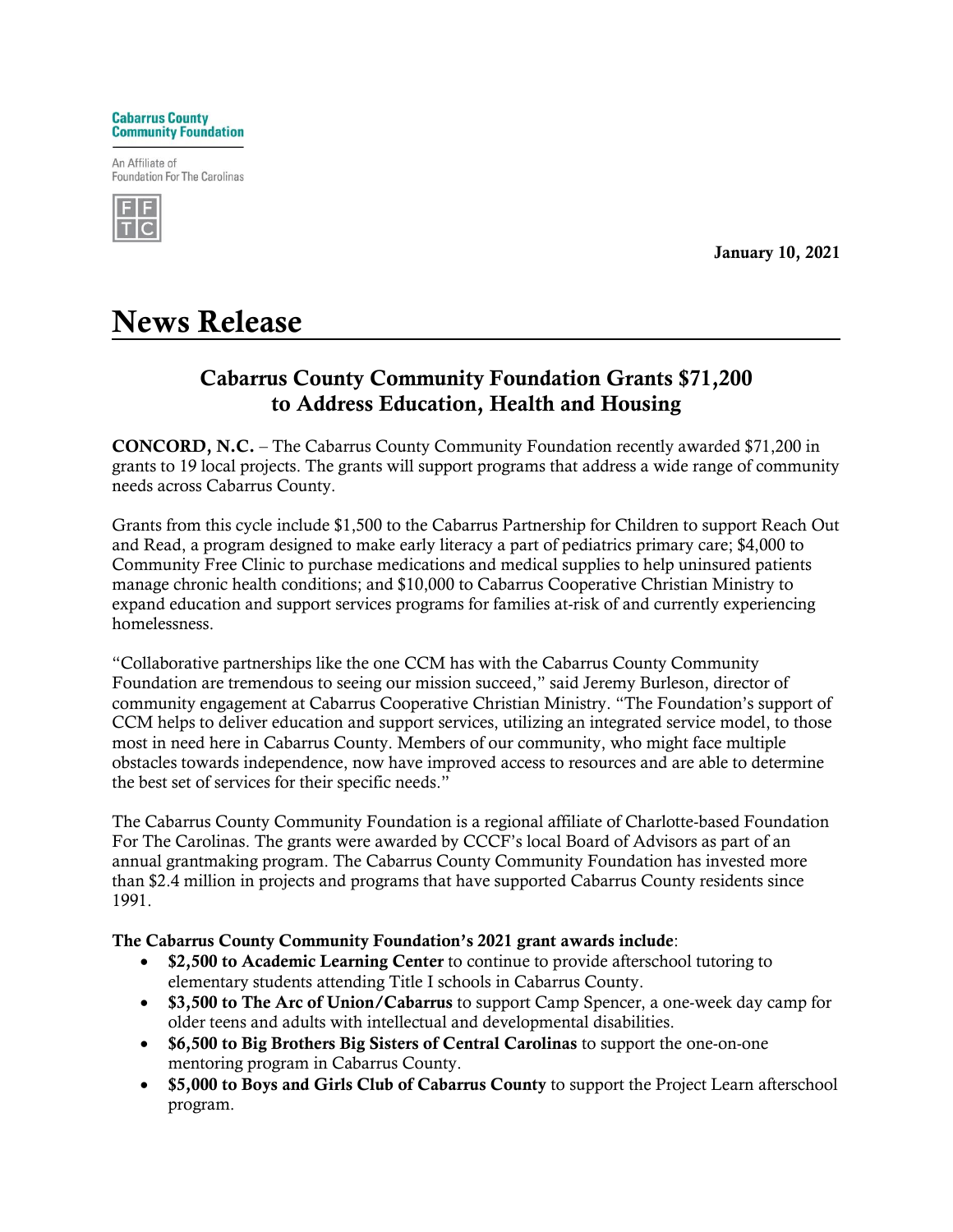**Cabarrus County Community Foundation**

An Affiliate of Foundation For The Carolinas

FFTC

**January 10, 2021**

# News Release

## Cabarrus County Community Foundation Grants $71,200 to Address Education, Health and Housing

**CONCORD, N.C.** – The Cabarrus County Community Foundation recently awarded $71,200 in grants to 19 local projects. The grants will support programs that address a wide range of community needs across Cabarrus County.

Grants from this cycle include $1,500 to the Cabarrus Partnership for Children to support Reach Out and Read, a program designed to make early literacy a part of pediatrics primary care; $4,000 to Community Free Clinic to purchase medications and medical supplies to help uninsured patients manage chronic health conditions; and $10,000 to Cabarrus Cooperative Christian Ministry to expand education and support services programs for families at-risk of and currently experiencing homelessness.

"Collaborative partnerships like the one CCM has with the Cabarrus County Community Foundation are tremendous to seeing our mission succeed," said Jeremy Burleson, director of community engagement at Cabarrus Cooperative Christian Ministry. "The Foundation's support of CCM helps to deliver education and support services, utilizing an integrated service model, to those most in need here in Cabarrus County. Members of our community, who might face multiple obstacles towards independence, now have improved access to resources and are able to determine the best set of services for their specific needs."

The Cabarrus County Community Foundation is a regional affiliate of Charlotte-based Foundation For The Carolinas. The grants were awarded by CCCF's local Board of Advisors as part of an annual grantmaking program. The Cabarrus County Community Foundation has invested more than $2.4 million in projects and programs that have supported Cabarrus County residents since 1991.

**The Cabarrus County Community Foundation's 2021 grant awards include**:

- **$2,500 to Academic Learning Center** to continue to provide afterschool tutoring to elementary students attending Title I schools in Cabarrus County.
- **$3,500 to The Arc of Union/Cabarrus** to support Camp Spencer, a one-week day camp for older teens and adults with intellectual and developmental disabilities.
- **$6,500 to Big Brothers Big Sisters of Central Carolinas** to support the one-on-one mentoring program in Cabarrus County.
- **$5,000 to Boys and Girls Club of Cabarrus County** to support the Project Learn afterschool program.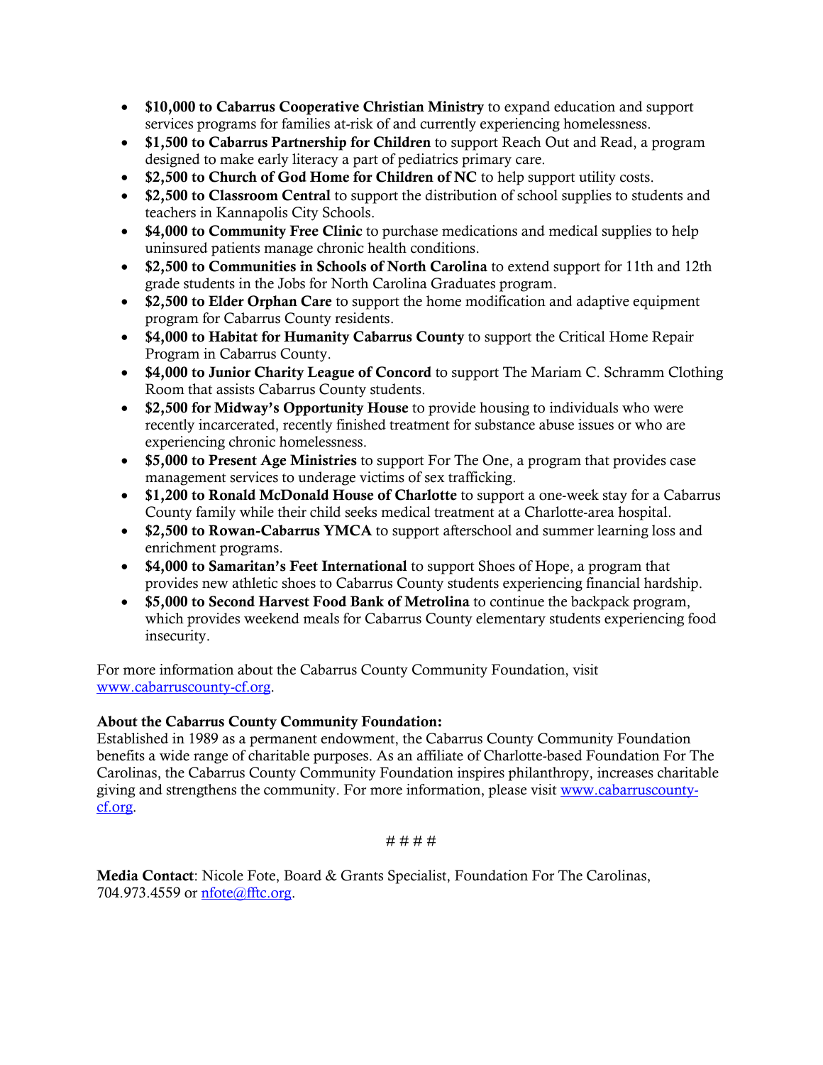- **$10,000 to Cabarrus Cooperative Christian Ministry** to expand education and support services programs for families at-risk of and currently experiencing homelessness.
- **$1,500 to Cabarrus Partnership for Children** to support Reach Out and Read, a program designed to make early literacy a part of pediatrics primary care.
- **$2,500 to Church of God Home for Children of NC** to help support utility costs.
- **$2,500 to Classroom Central** to support the distribution of school supplies to students and teachers in Kannapolis City Schools.
- **$4,000 to Community Free Clinic** to purchase medications and medical supplies to help uninsured patients manage chronic health conditions.
- **$2,500 to Communities in Schools of North Carolina** to extend support for 11th and 12th grade students in the Jobs for North Carolina Graduates program.
- **$2,500 to Elder Orphan Care** to support the home modification and adaptive equipment program for Cabarrus County residents.
- **$4,000 to Habitat for Humanity Cabarrus County** to support the Critical Home Repair Program in Cabarrus County.
- **$4,000 to Junior Charity League of Concord** to support The Mariam C. Schramm Clothing Room that assists Cabarrus County students.
- **$2,500 for Midway's Opportunity House** to provide housing to individuals who were recently incarcerated, recently finished treatment for substance abuse issues or who are experiencing chronic homelessness.
- **$5,000 to Present Age Ministries** to support For The One, a program that provides case management services to underage victims of sex trafficking.
- **$1,200 to Ronald McDonald House of Charlotte** to support a one-week stay for a Cabarrus County family while their child seeks medical treatment at a Charlotte-area hospital.
- **$2,500 to Rowan-Cabarrus YMCA** to support afterschool and summer learning loss and enrichment programs.
- **$4,000 to Samaritan's Feet International** to support Shoes of Hope, a program that provides new athletic shoes to Cabarrus County students experiencing financial hardship.
- **$5,000 to Second Harvest Food Bank of Metrolina** to continue the backpack program, which provides weekend meals for Cabarrus County elementary students experiencing food insecurity.

For more information about the Cabarrus County Community Foundation, visit www.cabarruscounty-cf.org.

**About the Cabarrus County Community Foundation:**
Established in 1989 as a permanent endowment, the Cabarrus County Community Foundation benefits a wide range of charitable purposes. As an affiliate of Charlotte-based Foundation For The Carolinas, the Cabarrus County Community Foundation inspires philanthropy, increases charitable giving and strengthens the community. For more information, please visit www.cabarruscounty-cf.org.

# # # #

**Media Contact**: Nicole Fote, Board & Grants Specialist, Foundation For The Carolinas, 704.973.4559 or nfote@fftc.org.